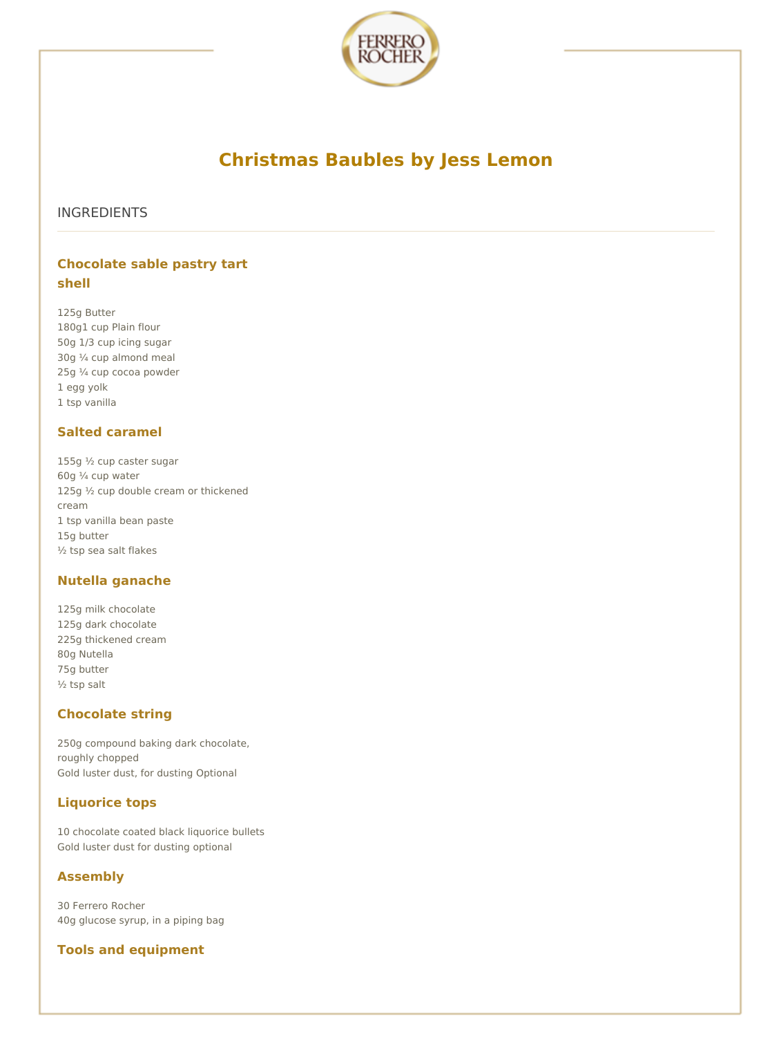# Christmas Baubles by Jess Lemon

## INGREDIENTS

### Chocolate sable pastry tart shell

125g Butter
180g1 cup Plain flour
50g 1/3 cup icing sugar
30g ¼ cup almond meal
25g ¼ cup cocoa powder
1 egg yolk
1 tsp vanilla

### Salted caramel

155g ½ cup caster sugar
60g ¼ cup water
125g ½ cup double cream or thickened cream
1 tsp vanilla bean paste
15g butter
½ tsp sea salt flakes

### Nutella ganache

125g milk chocolate
125g dark chocolate
225g thickened cream
80g Nutella
75g butter
½ tsp salt

### Chocolate string

250g compound baking dark chocolate, roughly chopped
Gold luster dust, for dusting Optional

### Liquorice tops

10 chocolate coated black liquorice bullets
Gold luster dust for dusting optional

### Assembly

30 Ferrero Rocher
40g glucose syrup, in a piping bag

### Tools and equipment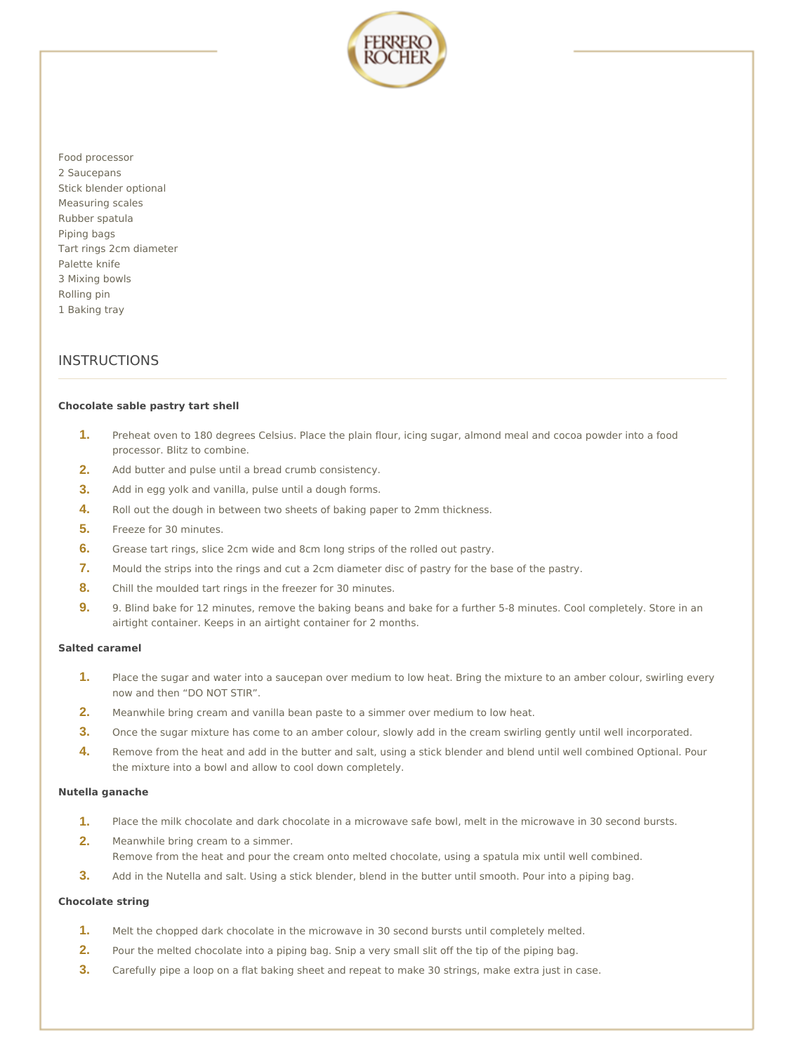Food processor
2 Saucepans
Stick blender optional
Measuring scales
Rubber spatula
Piping bags
Tart rings 2cm diameter
Palette knife
3 Mixing bowls
Rolling pin
1 Baking tray

## INSTRUCTIONS

**Chocolate sable pastry tart shell**

1. Preheat oven to 180 degrees Celsius. Place the plain flour, icing sugar, almond meal and cocoa powder into a food processor. Blitz to combine.
2. Add butter and pulse until a bread crumb consistency.
3. Add in egg yolk and vanilla, pulse until a dough forms.
4. Roll out the dough in between two sheets of baking paper to 2mm thickness.
5. Freeze for 30 minutes.
6. Grease tart rings, slice 2cm wide and 8cm long strips of the rolled out pastry.
7. Mould the strips into the rings and cut a 2cm diameter disc of pastry for the base of the pastry.
8. Chill the moulded tart rings in the freezer for 30 minutes.
9. 9. Blind bake for 12 minutes, remove the baking beans and bake for a further 5-8 minutes. Cool completely. Store in an airtight container. Keeps in an airtight container for 2 months.

**Salted caramel**

1. Place the sugar and water into a saucepan over medium to low heat. Bring the mixture to an amber colour, swirling every now and then "DO NOT STIR".
2. Meanwhile bring cream and vanilla bean paste to a simmer over medium to low heat.
3. Once the sugar mixture has come to an amber colour, slowly add in the cream swirling gently until well incorporated.
4. Remove from the heat and add in the butter and salt, using a stick blender and blend until well combined Optional. Pour the mixture into a bowl and allow to cool down completely.

**Nutella ganache**

1. Place the milk chocolate and dark chocolate in a microwave safe bowl, melt in the microwave in 30 second bursts.
2. Meanwhile bring cream to a simmer.
   Remove from the heat and pour the cream onto melted chocolate, using a spatula mix until well combined.
3. Add in the Nutella and salt. Using a stick blender, blend in the butter until smooth. Pour into a piping bag.

**Chocolate string**

1. Melt the chopped dark chocolate in the microwave in 30 second bursts until completely melted.
2. Pour the melted chocolate into a piping bag. Snip a very small slit off the tip of the piping bag.
3. Carefully pipe a loop on a flat baking sheet and repeat to make 30 strings, make extra just in case.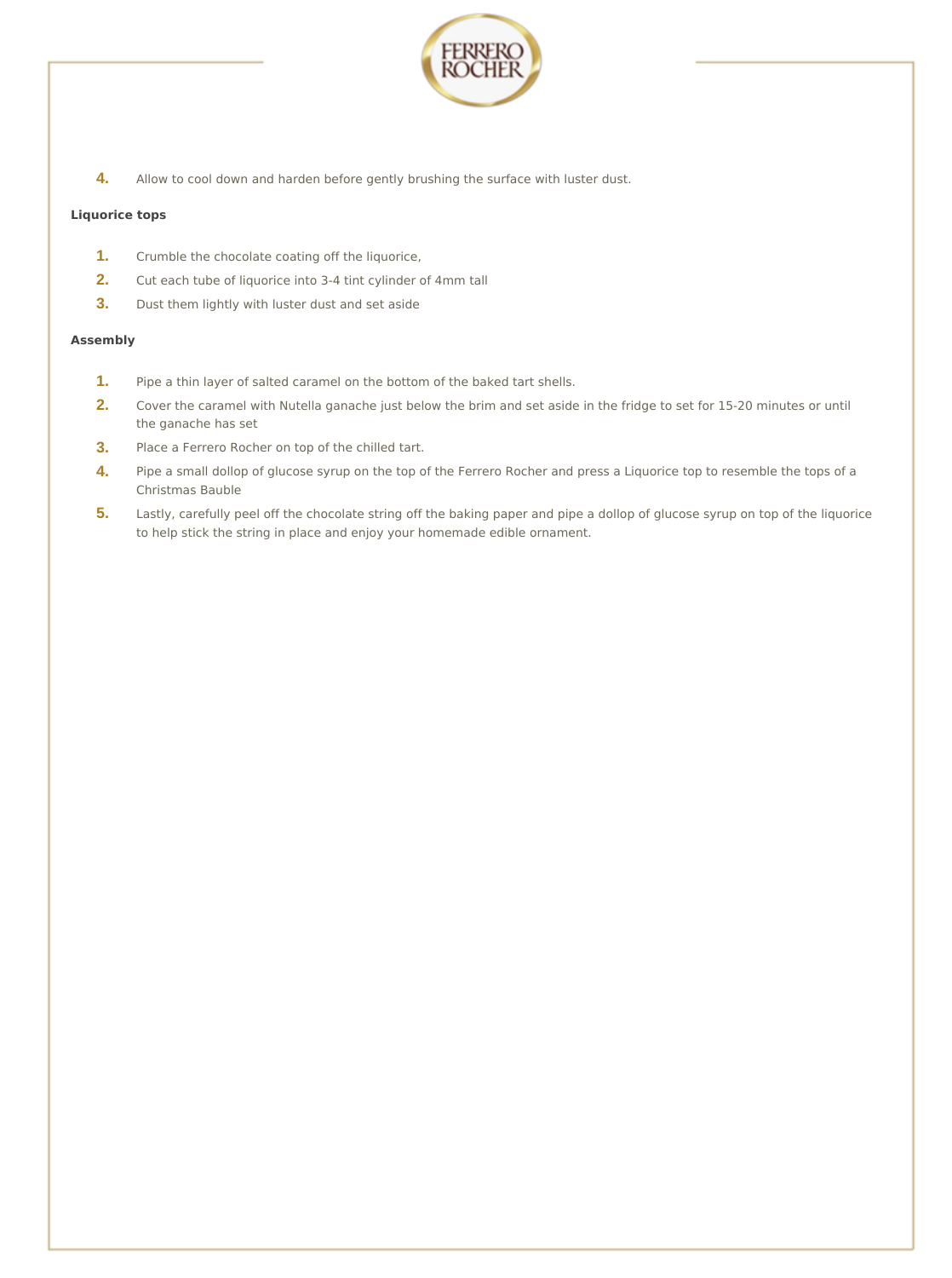4. Allow to cool down and harden before gently brushing the surface with luster dust.

**Liquorice tops**

1. Crumble the chocolate coating off the liquorice,
2. Cut each tube of liquorice into 3-4 tint cylinder of 4mm tall
3. Dust them lightly with luster dust and set aside

**Assembly**

1. Pipe a thin layer of salted caramel on the bottom of the baked tart shells.
2. Cover the caramel with Nutella ganache just below the brim and set aside in the fridge to set for 15-20 minutes or until the ganache has set
3. Place a Ferrero Rocher on top of the chilled tart.
4. Pipe a small dollop of glucose syrup on the top of the Ferrero Rocher and press a Liquorice top to resemble the tops of a Christmas Bauble
5. Lastly, carefully peel off the chocolate string off the baking paper and pipe a dollop of glucose syrup on top of the liquorice to help stick the string in place and enjoy your homemade edible ornament.